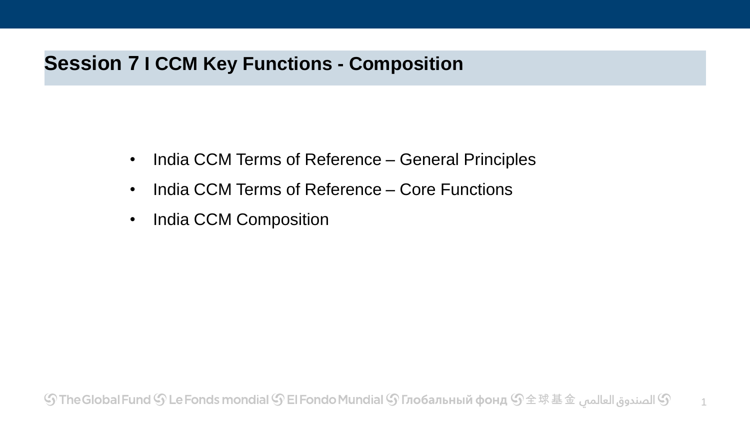# Session 7 I CCM Key Functions - Composition

- India CCM Terms of Reference – General Principles
- India CCM Terms of Reference – Core Functions
- India CCM Composition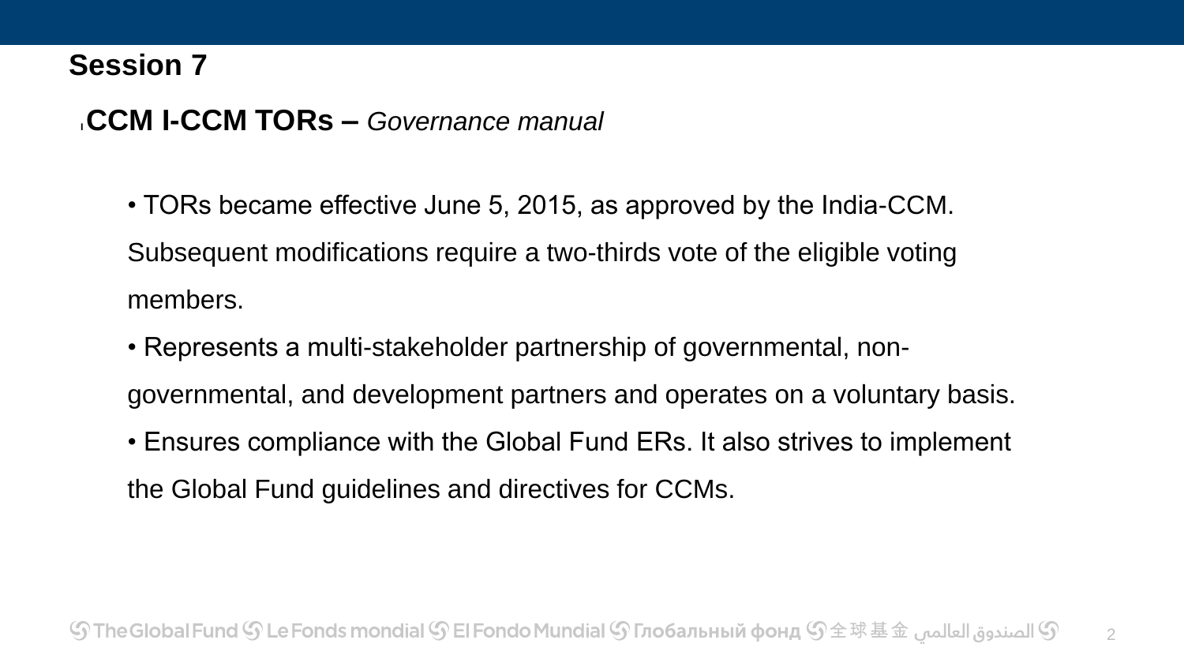## Session 7

**CCM I-CCM TORs –** *Governance manual*

- TORs became effective June 5, 2015, as approved by the India-CCM. Subsequent modifications require a two-thirds vote of the eligible voting members.
- Represents a multi-stakeholder partnership of governmental, non-governmental, and development partners and operates on a voluntary basis.
- Ensures compliance with the Global Fund ERs. It also strives to implement the Global Fund guidelines and directives for CCMs.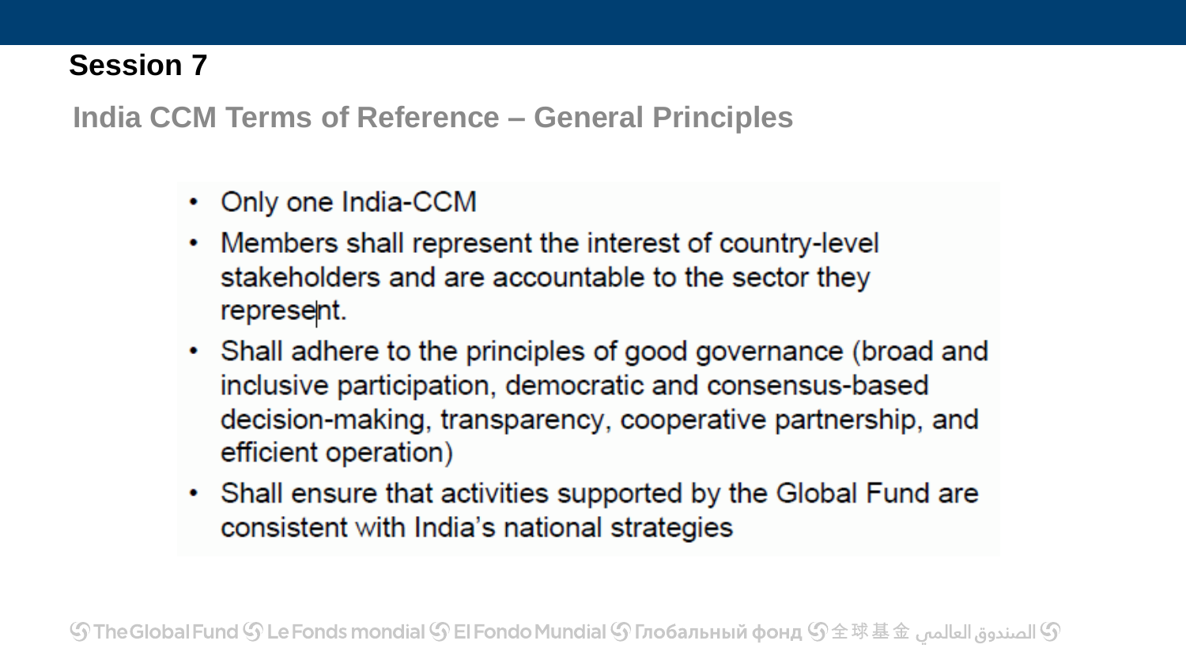## Session 7

### India CCM Terms of Reference – General Principles

- Only one India-CCM
- Members shall represent the interest of country-level stakeholders and are accountable to the sector they represent.
- Shall adhere to the principles of good governance (broad and inclusive participation, democratic and consensus-based decision-making, transparency, cooperative partnership, and efficient operation)
- Shall ensure that activities supported by the Global Fund are consistent with India's national strategies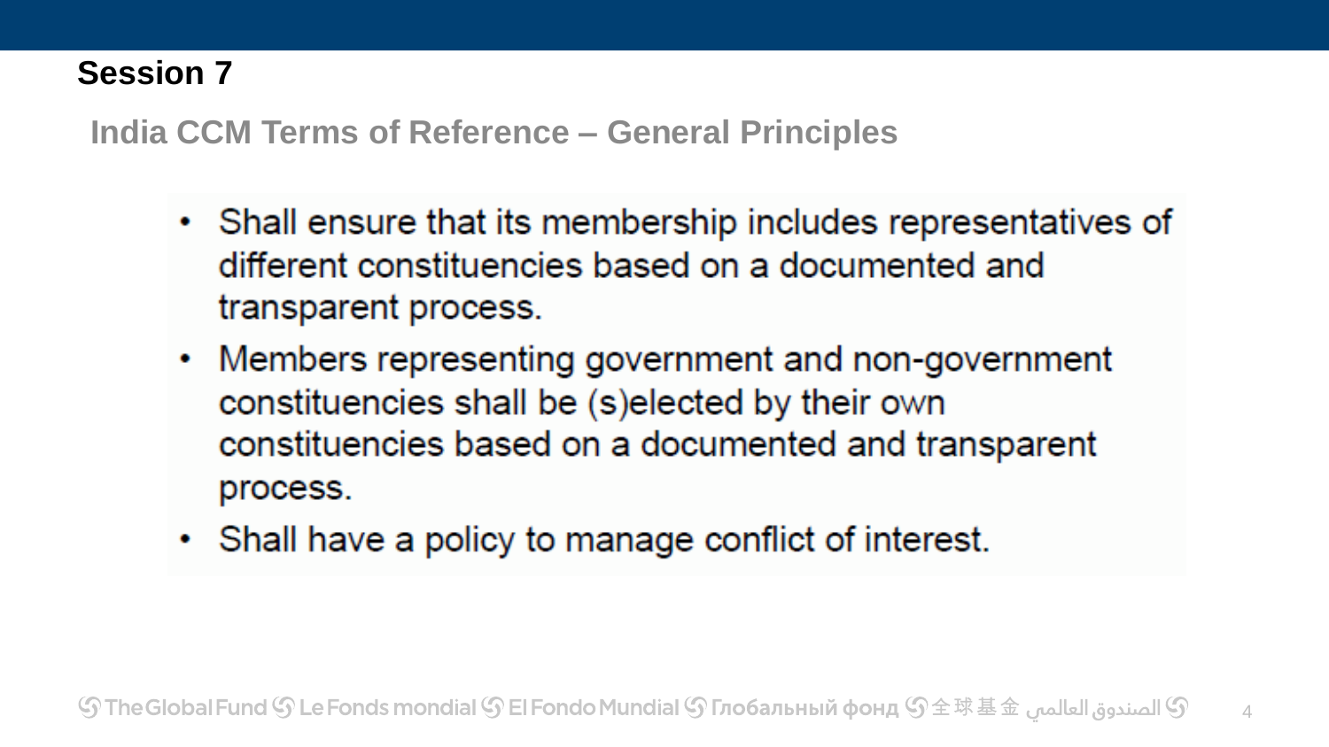## Session 7

### India CCM Terms of Reference – General Principles

- Shall ensure that its membership includes representatives of different constituencies based on a documented and transparent process.
- Members representing government and non-government constituencies shall be (s)elected by their own constituencies based on a documented and transparent process.
- Shall have a policy to manage conflict of interest.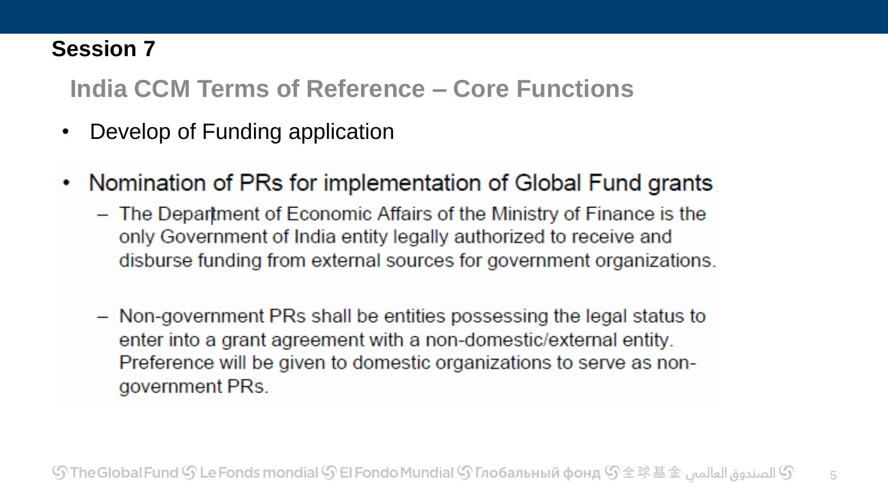**Session 7**

## India CCM Terms of Reference – Core Functions

- Develop of Funding application
- Nomination of PRs for implementation of Global Fund grants
  - The Department of Economic Affairs of the Ministry of Finance is the only Government of India entity legally authorized to receive and disburse funding from external sources for government organizations.
  - Non-government PRs shall be entities possessing the legal status to enter into a grant agreement with a non-domestic/external entity. Preference will be given to domestic organizations to serve as non-government PRs.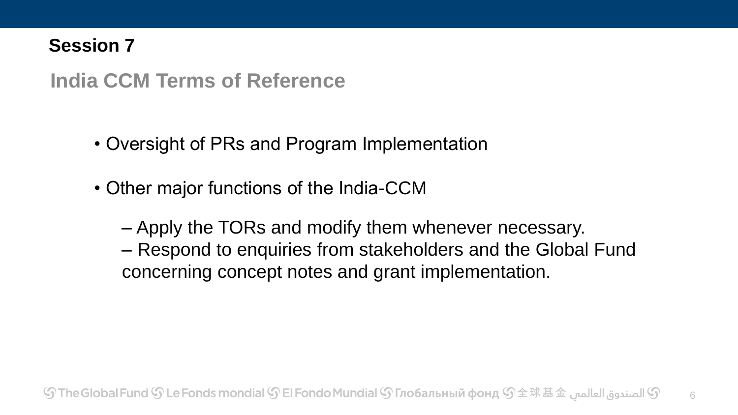**Session 7**

## India CCM Terms of Reference

- Oversight of PRs and Program Implementation

- Other major functions of the India-CCM

  – Apply the TORs and modify them whenever necessary.
  – Respond to enquiries from stakeholders and the Global Fund concerning concept notes and grant implementation.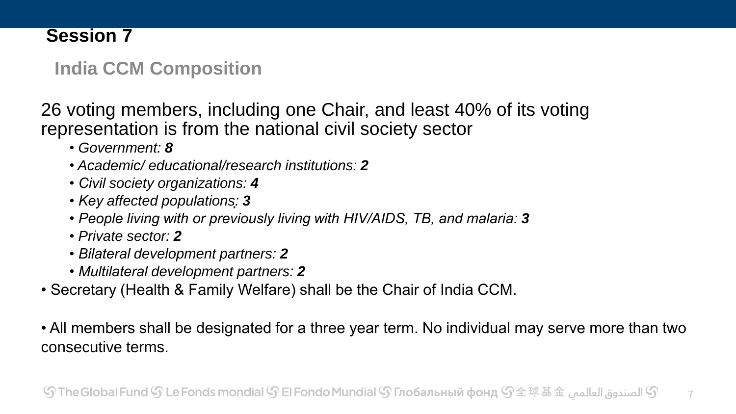# Session 7

## India CCM Composition

26 voting members, including one Chair, and least 40% of its voting representation is from the national civil society sector

- *Government: **8***
- *Academic/ educational/research institutions: **2***
- *Civil society organizations: **4***
- *Key affected populations: **3***
- *People living with or previously living with HIV/AIDS, TB, and malaria: **3***
- *Private sector: **2***
- *Bilateral development partners: **2***
- *Multilateral development partners: **2***

- Secretary (Health & Family Welfare) shall be the Chair of India CCM.

- All members shall be designated for a three year term. No individual may serve more than two consecutive terms.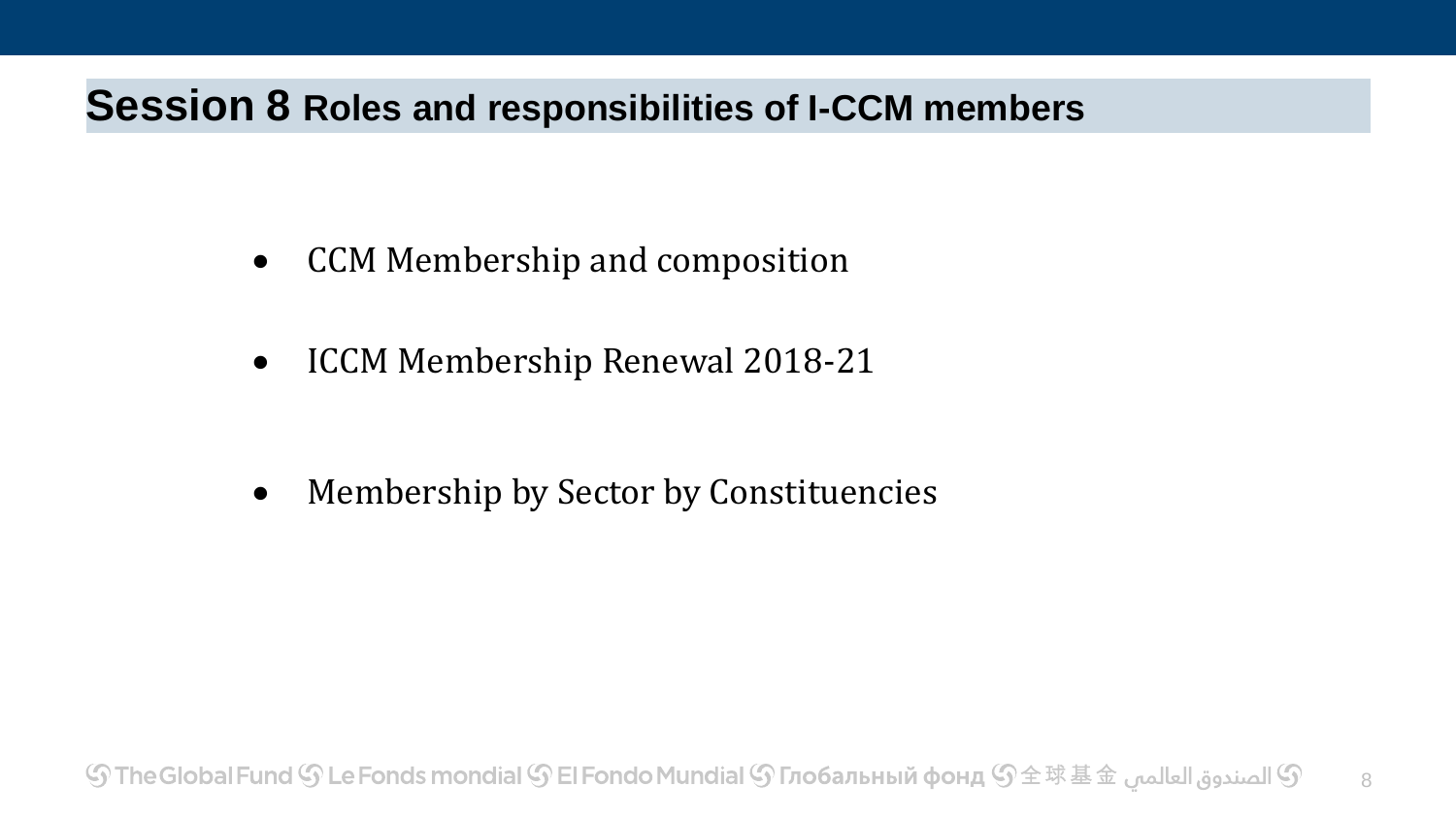# Session 8 Roles and responsibilities of I-CCM members

- CCM Membership and composition
- ICCM Membership Renewal 2018-21
- Membership by Sector by Constituencies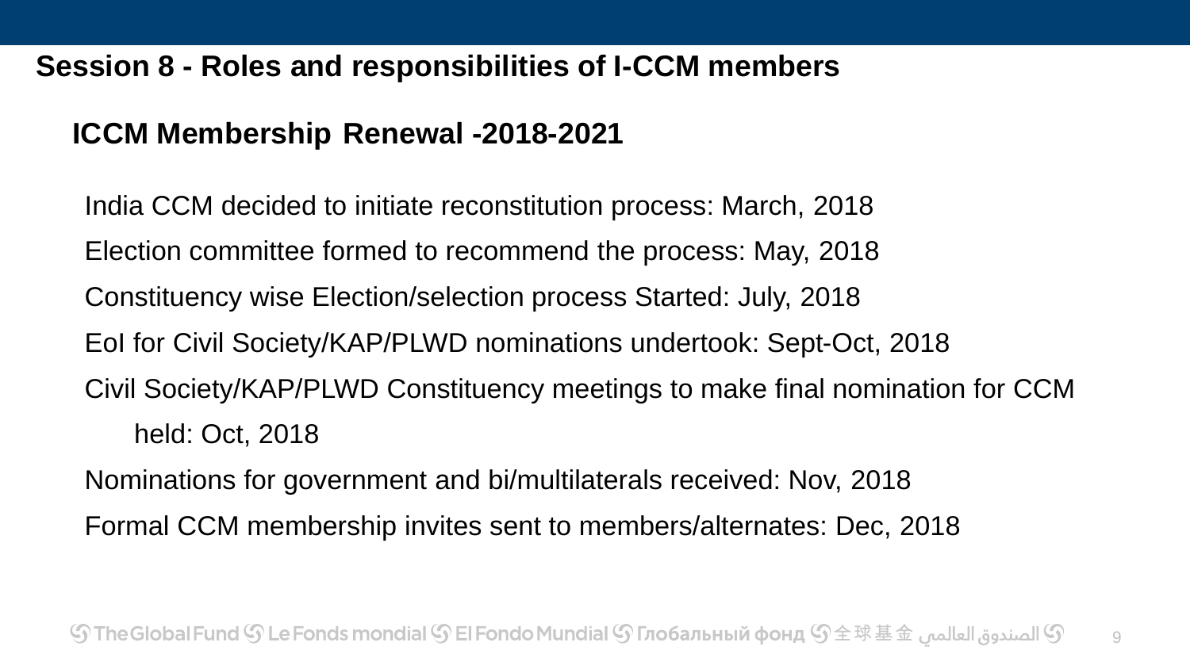## Session 8 - Roles and responsibilities of I-CCM members

### ICCM Membership Renewal -2018-2021

India CCM decided to initiate reconstitution process: March, 2018

Election committee formed to recommend the process: May, 2018

Constituency wise Election/selection process Started: July, 2018

EoI for Civil Society/KAP/PLWD nominations undertook: Sept-Oct, 2018

Civil Society/KAP/PLWD Constituency meetings to make final nomination for CCM held: Oct, 2018

Nominations for government and bi/multilaterals received: Nov, 2018

Formal CCM membership invites sent to members/alternates: Dec, 2018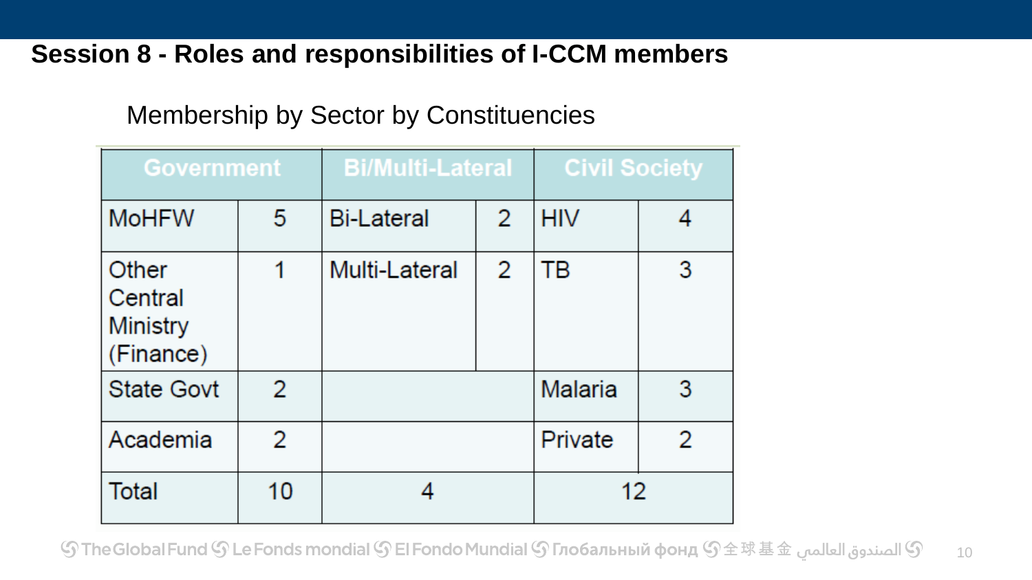## Session 8 - Roles and responsibilities of I-CCM members

Membership by Sector by Constituencies

| Government | | Bi/Multi-Lateral | | Civil Society | |
|---|---|---|---|---|---|
| MoHFW | 5 | Bi-Lateral | 2 | HIV | 4 |
| Other Central Ministry (Finance) | 1 | Multi-Lateral | 2 | TB | 3 |
| State Govt | 2 | | | Malaria | 3 |
| Academia | 2 | | | Private | 2 |
| Total | 10 | 4 | | 12 | |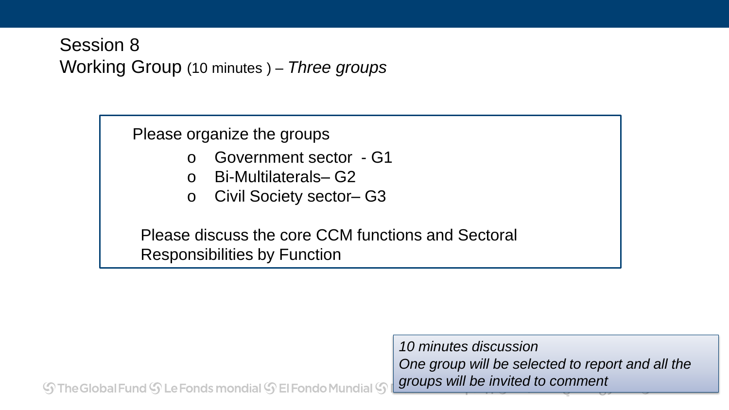# Session 8

## Working Group (10 minutes ) – *Three groups*

Please organize the groups

- Government sector - G1
- Bi-Multilaterals– G2
- Civil Society sector– G3

Please discuss the core CCM functions and Sectoral Responsibilities by Function

*10 minutes discussion*
*One group will be selected to report and all the groups will be invited to comment*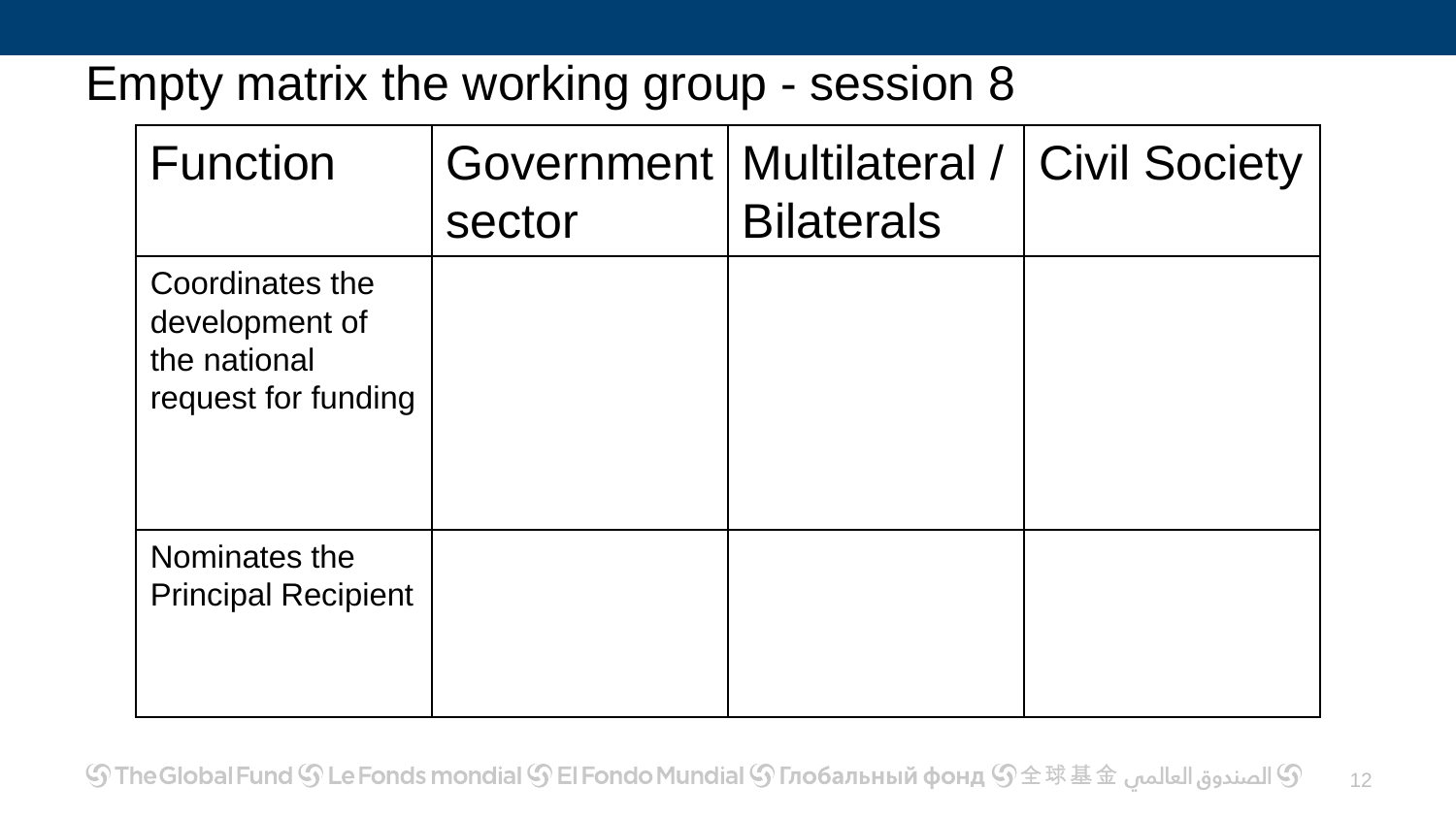# Empty matrix the working group - session 8

| Function | Government sector | Multilateral / Bilaterals | Civil Society |
|---|---|---|---|
| Coordinates the development of the national request for funding | | | |
| Nominates the Principal Recipient | | | |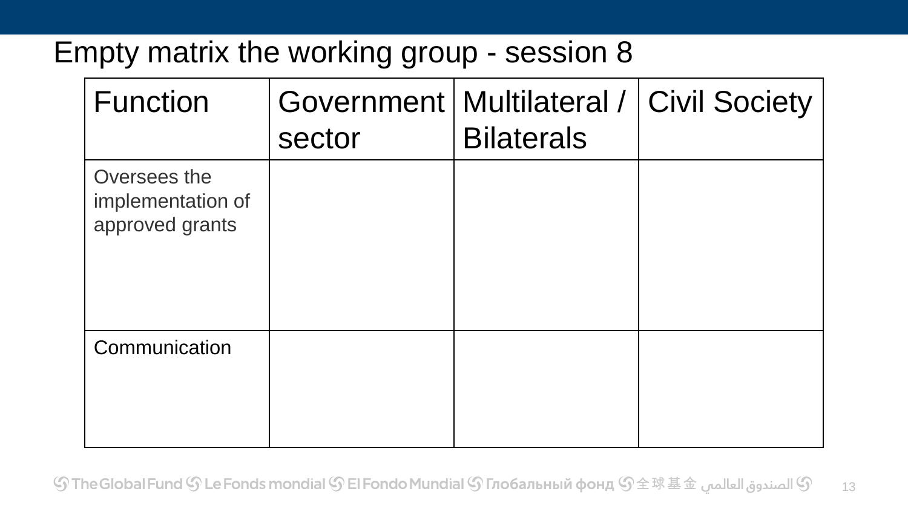# Empty matrix the working group - session 8

| Function | Government sector | Multilateral / Bilaterals | Civil Society |
| --- | --- | --- | --- |
| Oversees the implementation of approved grants | | | |
| Communication | | | |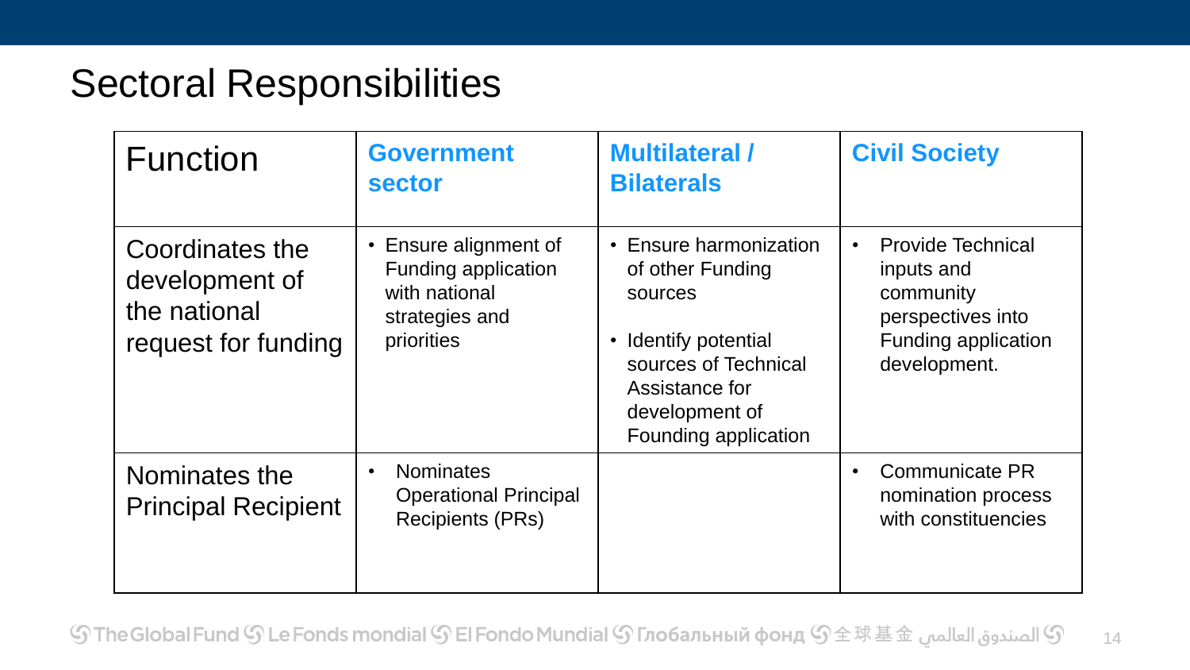# Sectoral Responsibilities

| Function | Government sector | Multilateral / Bilaterals | Civil Society |
|---|---|---|---|
| Coordinates the development of the national request for funding | • Ensure alignment of Funding application with national strategies and priorities | • Ensure harmonization of other Funding sources<br><br>• Identify potential sources of Technical Assistance for development of Founding application | • Provide Technical inputs and community perspectives into Funding application development. |
| Nominates the Principal Recipient | • Nominates Operational Principal Recipients (PRs) | | • Communicate PR nomination process with constituencies |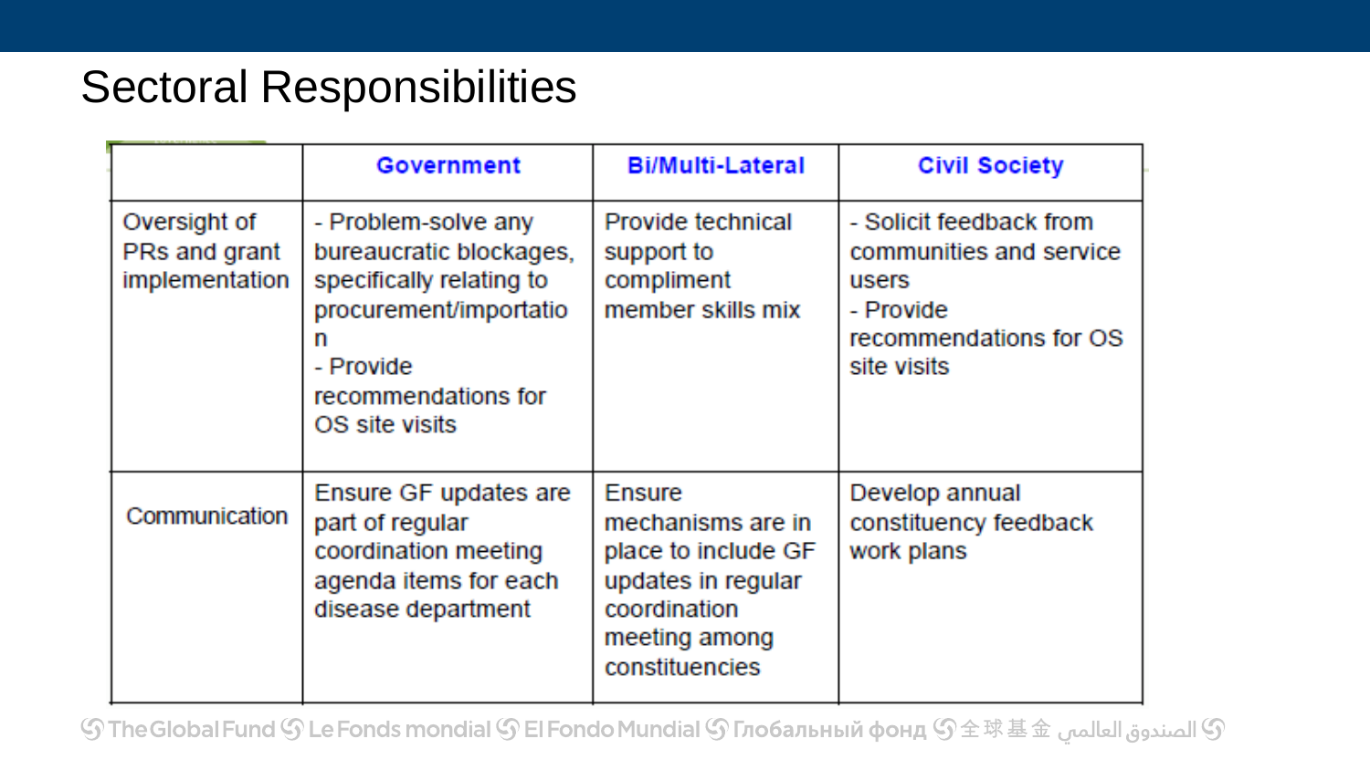# Sectoral Responsibilities

| | Government | Bi/Multi-Lateral | Civil Society |
| --- | --- | --- | --- |
| Oversight of PRs and grant implementation | - Problem-solve any bureaucratic blockages, specifically relating to procurement/importation<br>- Provide recommendations for OS site visits | Provide technical support to compliment member skills mix | - Solicit feedback from communities and service users<br>- Provide recommendations for OS site visits |
| Communication | Ensure GF updates are part of regular coordination meeting agenda items for each disease department | Ensure mechanisms are in place to include GF updates in regular coordination meeting among constituencies | Develop annual constituency feedback work plans |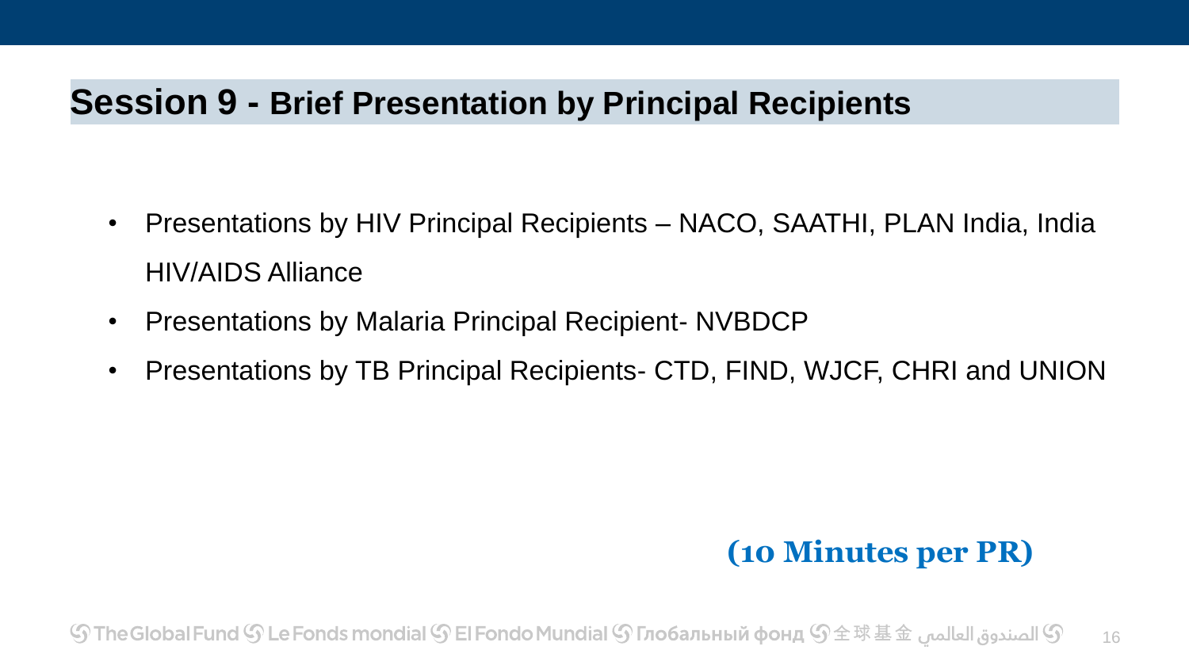## Session 9 - Brief Presentation by Principal Recipients

- Presentations by HIV Principal Recipients – NACO, SAATHI, PLAN India, India HIV/AIDS Alliance
- Presentations by Malaria Principal Recipient- NVBDCP
- Presentations by TB Principal Recipients- CTD, FIND, WJCF, CHRI and UNION

**(10 Minutes per PR)**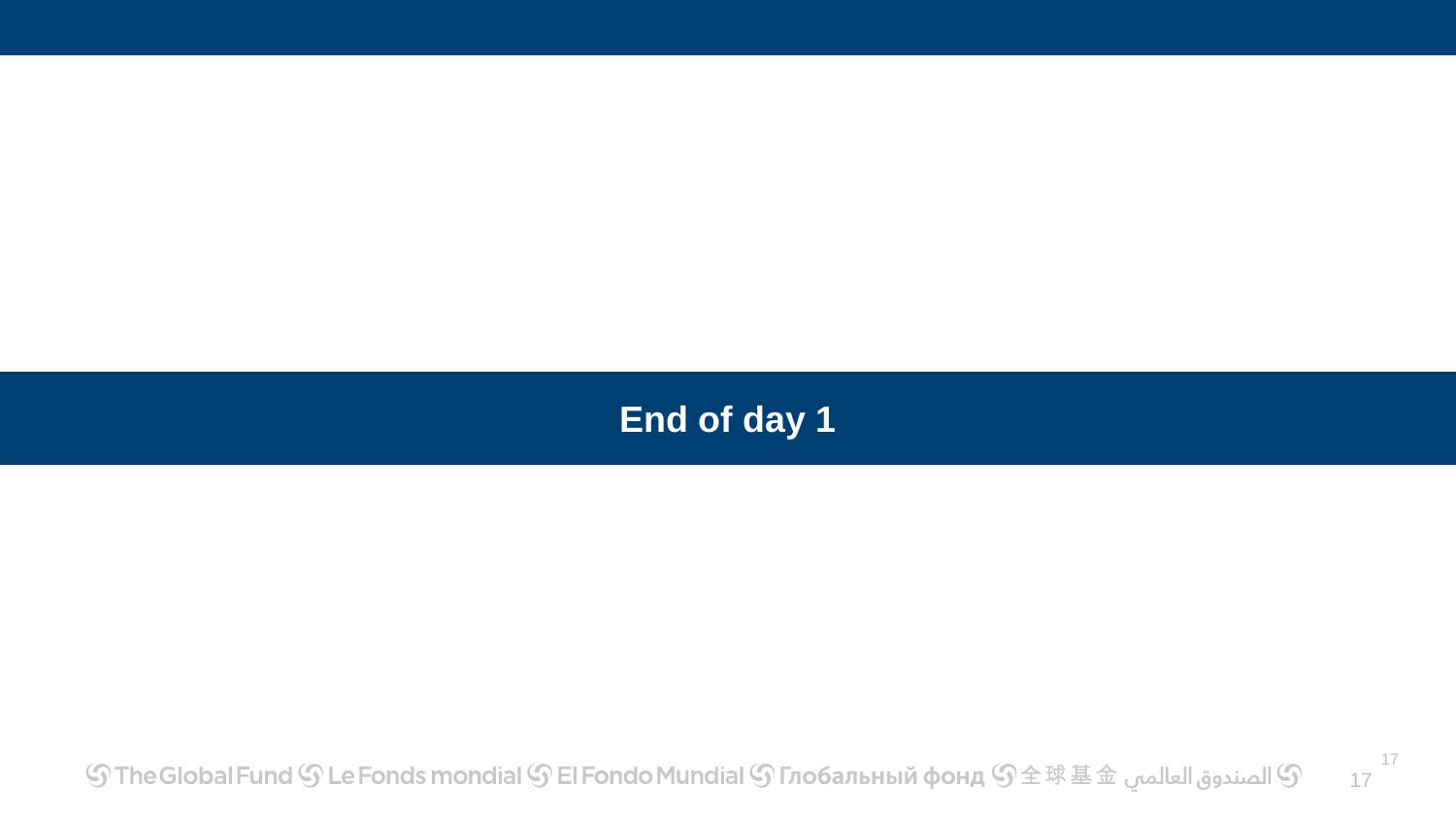# End of day 1